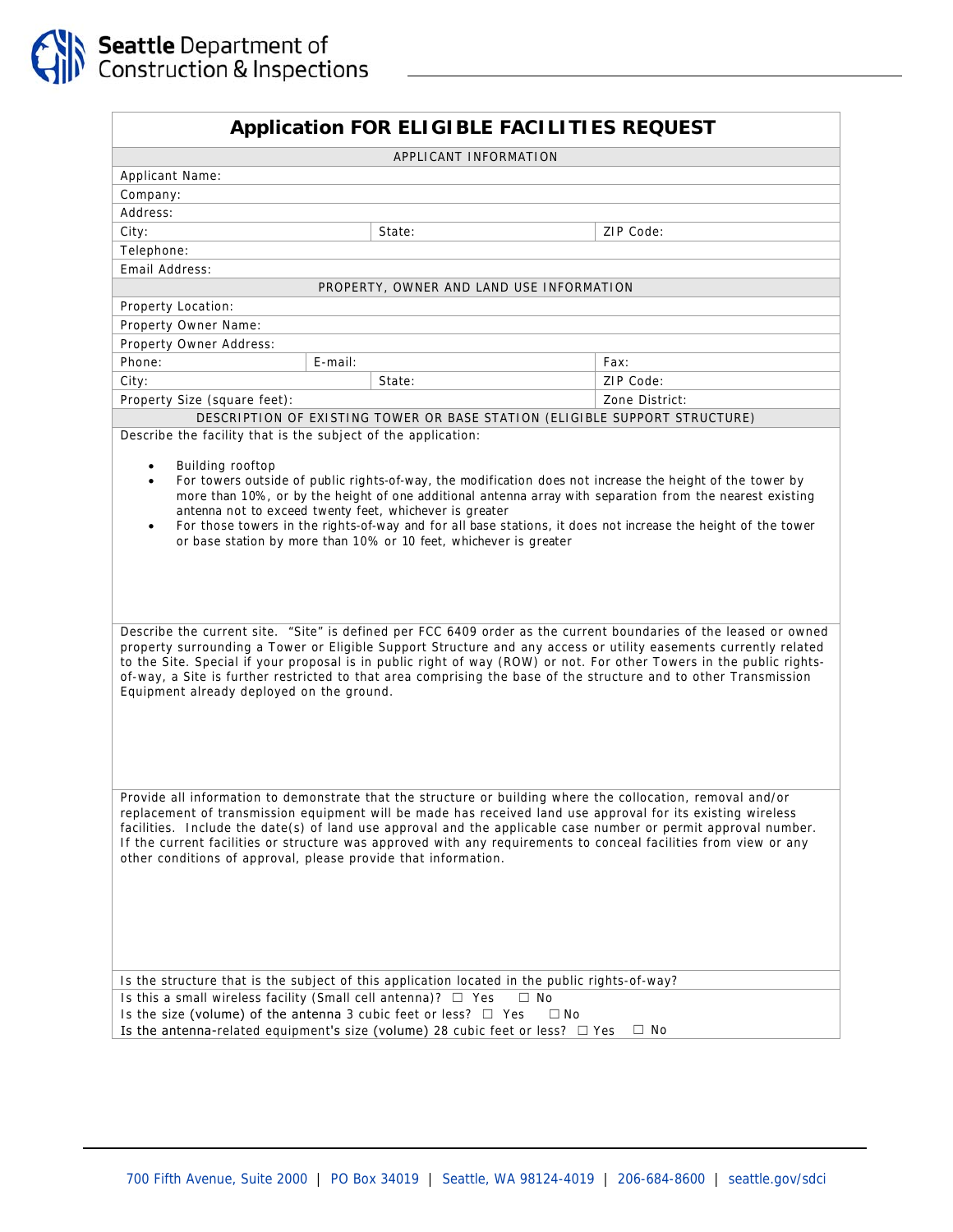Seattle Department of Construction & Inspections

# Application FOR ELIGIBLE FACILITIES REQUEST

| APPLICANT INFORMATION | | |
|---|---|---|
| Applicant Name: | | |
| Company: | | |
| Address: | | |
| City: | State: | ZIP Code: |
| Telephone: | | |
| Email Address: | | |

| PROPERTY, OWNER AND LAND USE INFORMATION | | |
|---|---|---|
| Property Location: | | |
| Property Owner Name: | | |
| Property Owner Address: | | |
| Phone: | E-mail: | Fax: |
| City: | State: | ZIP Code: |
| Property Size (square feet): | | Zone District: |

## DESCRIPTION OF EXISTING TOWER OR BASE STATION (ELIGIBLE SUPPORT STRUCTURE)

Describe the facility that is the subject of the application:

- Building rooftop
- For towers outside of public rights-of-way, the modification does not increase the height of the tower by more than 10%, or by the height of one additional antenna array with separation from the nearest existing antenna not to exceed twenty feet, whichever is greater
- For those towers in the rights-of-way and for all base stations, it does not increase the height of the tower or base station by more than 10% or 10 feet, whichever is greater

Describe the current site. "Site" is defined per FCC 6409 order as the current boundaries of the leased or owned property surrounding a Tower or Eligible Support Structure and any access or utility easements currently related to the Site. Special if your proposal is in public right of way (ROW) or not. For other Towers in the public rights-of-way, a Site is further restricted to that area comprising the base of the structure and to other Transmission Equipment already deployed on the ground.

Provide all information to demonstrate that the structure or building where the collocation, removal and/or replacement of transmission equipment will be made has received land use approval for its existing wireless facilities. Include the date(s) of land use approval and the applicable case number or permit approval number. If the current facilities or structure was approved with any requirements to conceal facilities from view or any other conditions of approval, please provide that information.

Is the structure that is the subject of this application located in the public rights-of-way?

Is this a small wireless facility (Small cell antenna)? ☐ Yes ☐ No

Is the size (volume) of the antenna 3 cubic feet or less? ☐ Yes ☐ No

Is the antenna-related equipment's size (volume) 28 cubic feet or less? ☐ Yes ☐ No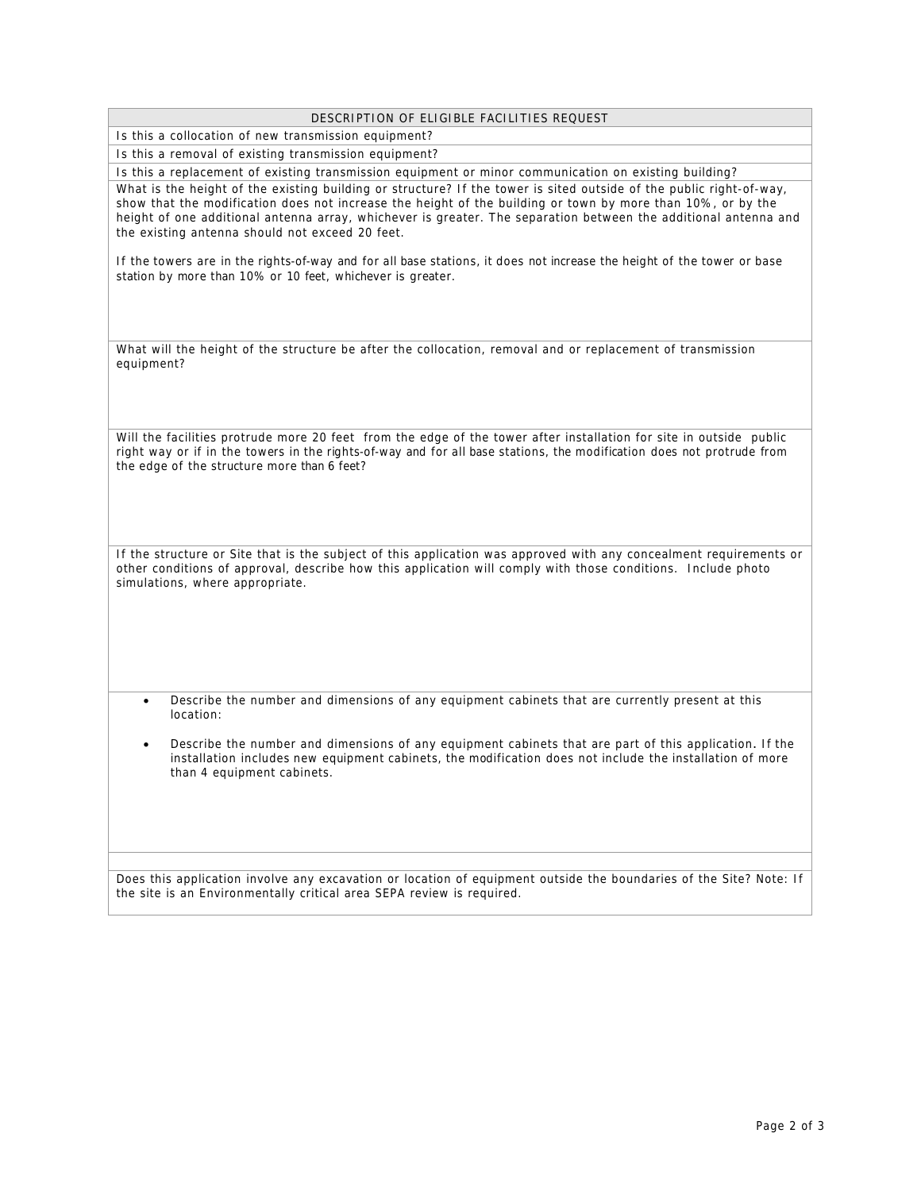| DESCRIPTION OF ELIGIBLE FACILITIES REQUEST |
| --- |
| Is this a collocation of new transmission equipment? |
| Is this a removal of existing transmission equipment? |
| Is this a replacement of existing transmission equipment or minor communication on existing building? |
| What is the height of the existing building or structure? If the tower is sited outside of the public right-of-way, show that the modification does not increase the height of the building or town by more than 10%, or by the height of one additional antenna array, whichever is greater. The separation between the additional antenna and the existing antenna should not exceed 20 feet.<br><br>If the towers are in the rights-of-way and for all base stations, it does not increase the height of the tower or base station by more than 10% or 10 feet, whichever is greater. |
| What will the height of the structure be after the collocation, removal and or replacement of transmission equipment? |
| Will the facilities protrude more 20 feet from the edge of the tower after installation for site in outside public right way or if in the towers in the rights-of-way and for all base stations, the modification does not protrude from the edge of the structure more than 6 feet? |
| If the structure or Site that is the subject of this application was approved with any concealment requirements or other conditions of approval, describe how this application will comply with those conditions. Include photo simulations, where appropriate. |
| • Describe the number and dimensions of any equipment cabinets that are currently present at this location:<br><br>• Describe the number and dimensions of any equipment cabinets that are part of this application. If the installation includes new equipment cabinets, the modification does not include the installation of more than 4 equipment cabinets. |
| |
| Does this application involve any excavation or location of equipment outside the boundaries of the Site? Note: If the site is an Environmentally critical area SEPA review is required. |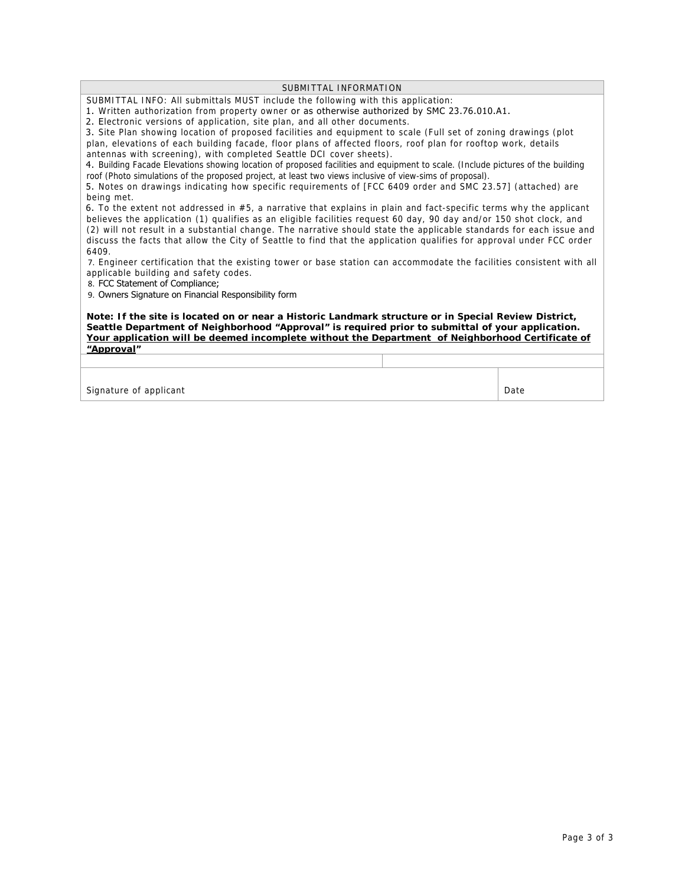## SUBMITTAL INFORMATION

SUBMITTAL INFO: All submittals MUST include the following with this application:

1. Written authorization from property owner or as otherwise authorized by SMC 23.76.010.A1.
2. Electronic versions of application, site plan, and all other documents.
3. Site Plan showing location of proposed facilities and equipment to scale (Full set of zoning drawings (plot plan, elevations of each building facade, floor plans of affected floors, roof plan for rooftop work, details antennas with screening), with completed Seattle DCI cover sheets).
4. Building Facade Elevations showing location of proposed facilities and equipment to scale. (Include pictures of the building roof (Photo simulations of the proposed project, at least two views inclusive of view-sims of proposal).
5. Notes on drawings indicating how specific requirements of [FCC 6409 order and SMC 23.57] (attached) are being met.
6. To the extent not addressed in #5, a narrative that explains in plain and fact-specific terms why the applicant believes the application (1) qualifies as an eligible facilities request 60 day, 90 day and/or 150 shot clock, and (2) will not result in a substantial change. The narrative should state the applicable standards for each issue and discuss the facts that allow the City of Seattle to find that the application qualifies for approval under FCC order 6409.
7. Engineer certification that the existing tower or base station can accommodate the facilities consistent with all applicable building and safety codes.
8. FCC Statement of Compliance;
9. Owners Signature on Financial Responsibility form

**Note: If the site is located on or near a Historic Landmark structure or in Special Review District, Seattle Department of Neighborhood "Approval" is required prior to submittal of your application. Your application will be deemed incomplete without the Department of Neighborhood Certificate of "Approval"**

| | |
|---|---|
| Signature of applicant | Date |